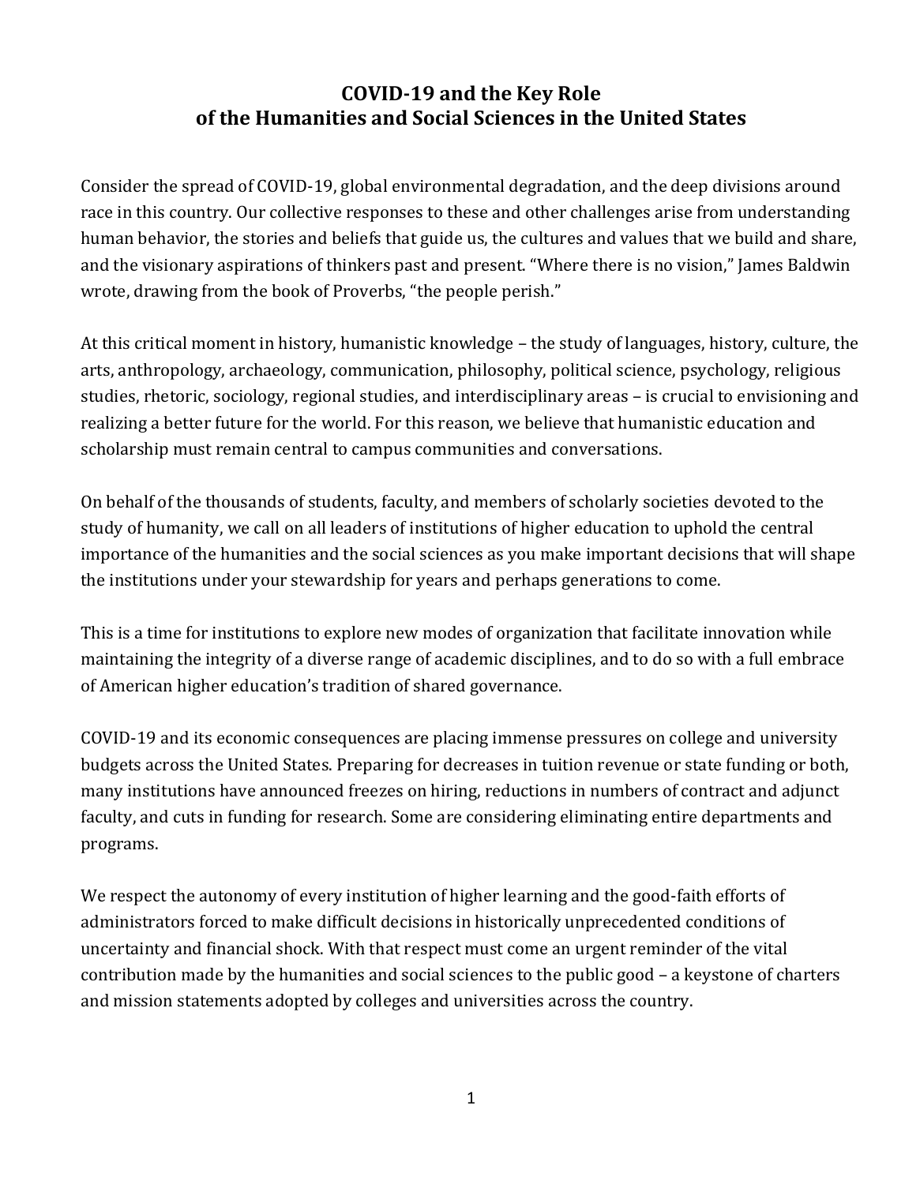# COVID-19 and the Key Role of the Humanities and Social Sciences in the United States

Consider the spread of COVID-19, global environmental degradation, and the deep divisions around race in this country. Our collective responses to these and other challenges arise from understanding human behavior, the stories and beliefs that guide us, the cultures and values that we build and share, and the visionary aspirations of thinkers past and present. "Where there is no vision," James Baldwin wrote, drawing from the book of Proverbs, "the people perish."

At this critical moment in history, humanistic knowledge – the study of languages, history, culture, the arts, anthropology, archaeology, communication, philosophy, political science, psychology, religious studies, rhetoric, sociology, regional studies, and interdisciplinary areas – is crucial to envisioning and realizing a better future for the world. For this reason, we believe that humanistic education and scholarship must remain central to campus communities and conversations.

On behalf of the thousands of students, faculty, and members of scholarly societies devoted to the study of humanity, we call on all leaders of institutions of higher education to uphold the central importance of the humanities and the social sciences as you make important decisions that will shape the institutions under your stewardship for years and perhaps generations to come.

This is a time for institutions to explore new modes of organization that facilitate innovation while maintaining the integrity of a diverse range of academic disciplines, and to do so with a full embrace of American higher education's tradition of shared governance.

COVID-19 and its economic consequences are placing immense pressures on college and university budgets across the United States. Preparing for decreases in tuition revenue or state funding or both, many institutions have announced freezes on hiring, reductions in numbers of contract and adjunct faculty, and cuts in funding for research. Some are considering eliminating entire departments and programs.

We respect the autonomy of every institution of higher learning and the good-faith efforts of administrators forced to make difficult decisions in historically unprecedented conditions of uncertainty and financial shock. With that respect must come an urgent reminder of the vital contribution made by the humanities and social sciences to the public good – a keystone of charters and mission statements adopted by colleges and universities across the country.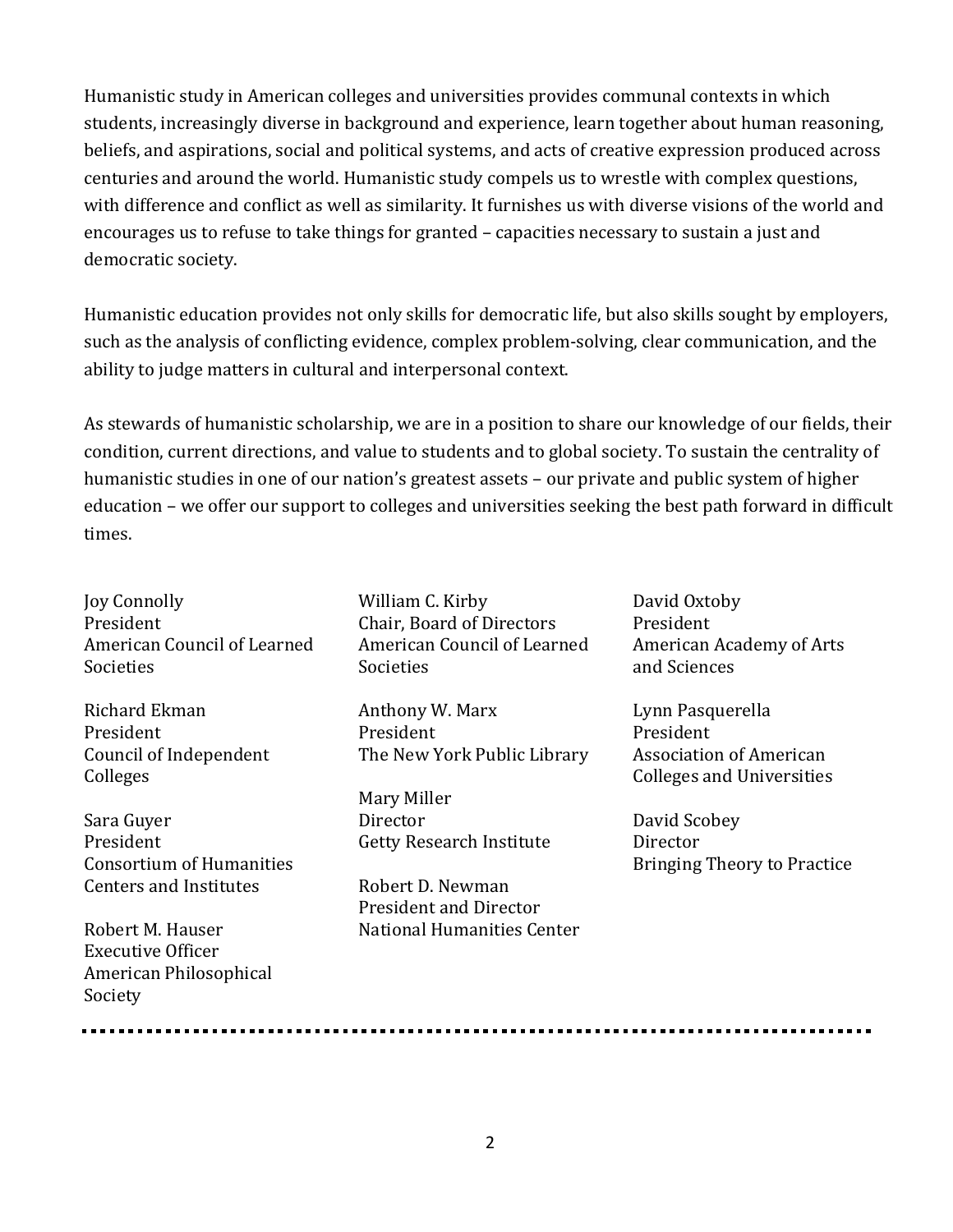Humanistic study in American colleges and universities provides communal contexts in which students, increasingly diverse in background and experience, learn together about human reasoning, beliefs, and aspirations, social and political systems, and acts of creative expression produced across centuries and around the world. Humanistic study compels us to wrestle with complex questions, with difference and conflict as well as similarity. It furnishes us with diverse visions of the world and encourages us to refuse to take things for granted – capacities necessary to sustain a just and democratic society.

Humanistic education provides not only skills for democratic life, but also skills sought by employers, such as the analysis of conflicting evidence, complex problem-solving, clear communication, and the ability to judge matters in cultural and interpersonal context.

As stewards of humanistic scholarship, we are in a position to share our knowledge of our fields, their condition, current directions, and value to students and to global society. To sustain the centrality of humanistic studies in one of our nation's greatest assets – our private and public system of higher education – we offer our support to colleges and universities seeking the best path forward in difficult times.

Joy Connolly
President
American Council of Learned Societies

Richard Ekman
President
Council of Independent Colleges

Sara Guyer
President
Consortium of Humanities Centers and Institutes

Robert M. Hauser
Executive Officer
American Philosophical Society

William C. Kirby
Chair, Board of Directors
American Council of Learned Societies

Anthony W. Marx
President
The New York Public Library

Mary Miller
Director
Getty Research Institute

Robert D. Newman
President and Director
National Humanities Center

David Oxtoby
President
American Academy of Arts and Sciences

Lynn Pasquerella
President
Association of American Colleges and Universities

David Scobey
Director
Bringing Theory to Practice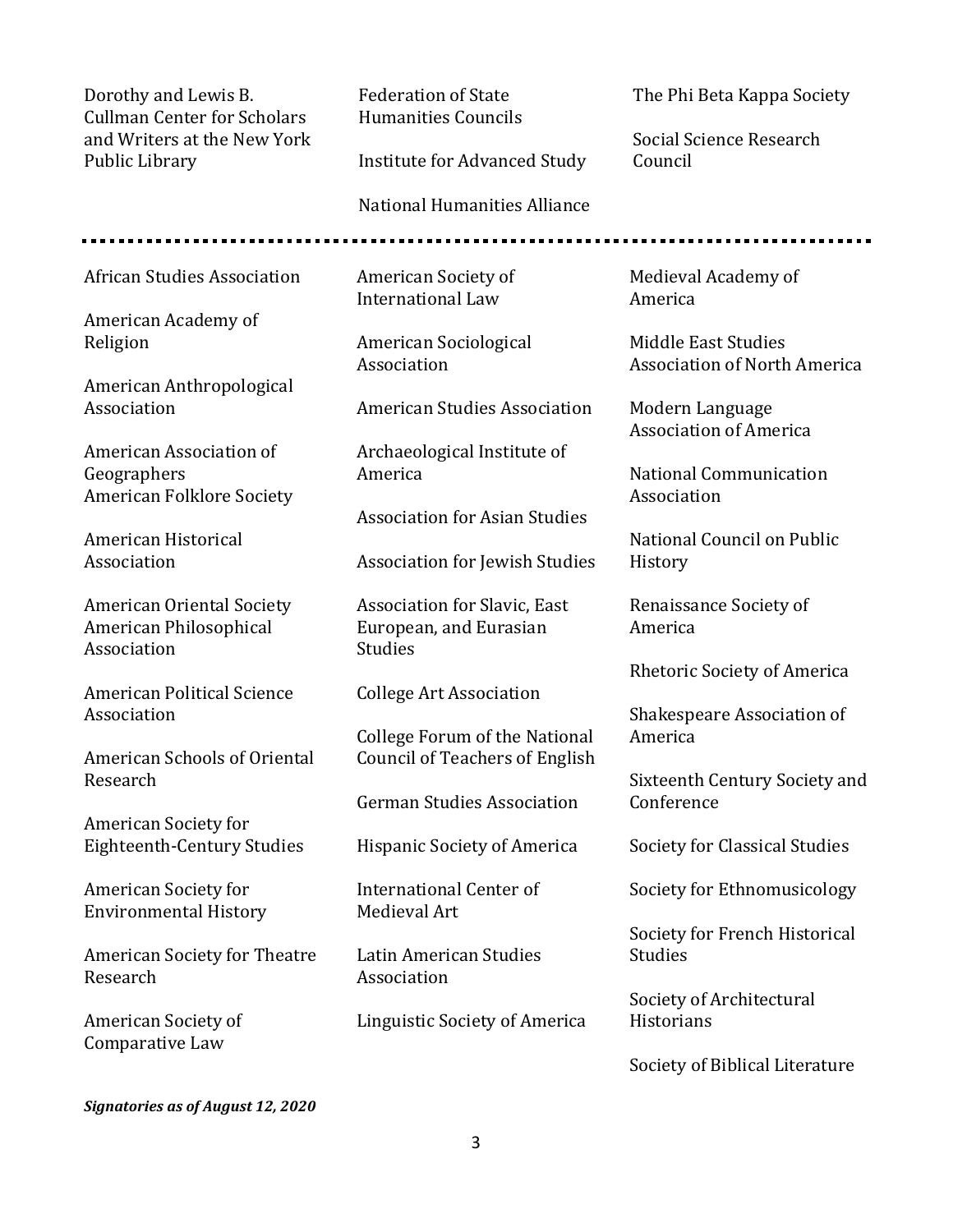Dorothy and Lewis B. Cullman Center for Scholars and Writers at the New York Public Library

Federation of State Humanities Councils

Institute for Advanced Study

National Humanities Alliance

The Phi Beta Kappa Society

Social Science Research Council

---

African Studies Association

American Academy of Religion

American Anthropological Association

American Association of Geographers

American Folklore Society

American Historical Association

American Oriental Society

American Philosophical Association

American Political Science Association

American Schools of Oriental Research

American Society for Eighteenth-Century Studies

American Society for Environmental History

American Society for Theatre Research

American Society of Comparative Law

American Society of International Law

American Sociological Association

American Studies Association

Archaeological Institute of America

Association for Asian Studies

Association for Jewish Studies

Association for Slavic, East European, and Eurasian Studies

College Art Association

College Forum of the National Council of Teachers of English

German Studies Association

Hispanic Society of America

International Center of Medieval Art

Latin American Studies Association

Linguistic Society of America

Medieval Academy of America

Middle East Studies Association of North America

Modern Language Association of America

National Communication Association

National Council on Public History

Renaissance Society of America

Rhetoric Society of America

Shakespeare Association of America

Sixteenth Century Society and Conference

Society for Classical Studies

Society for Ethnomusicology

Society for French Historical Studies

Society of Architectural Historians

Society of Biblical Literature

***Signatories as of August 12, 2020***